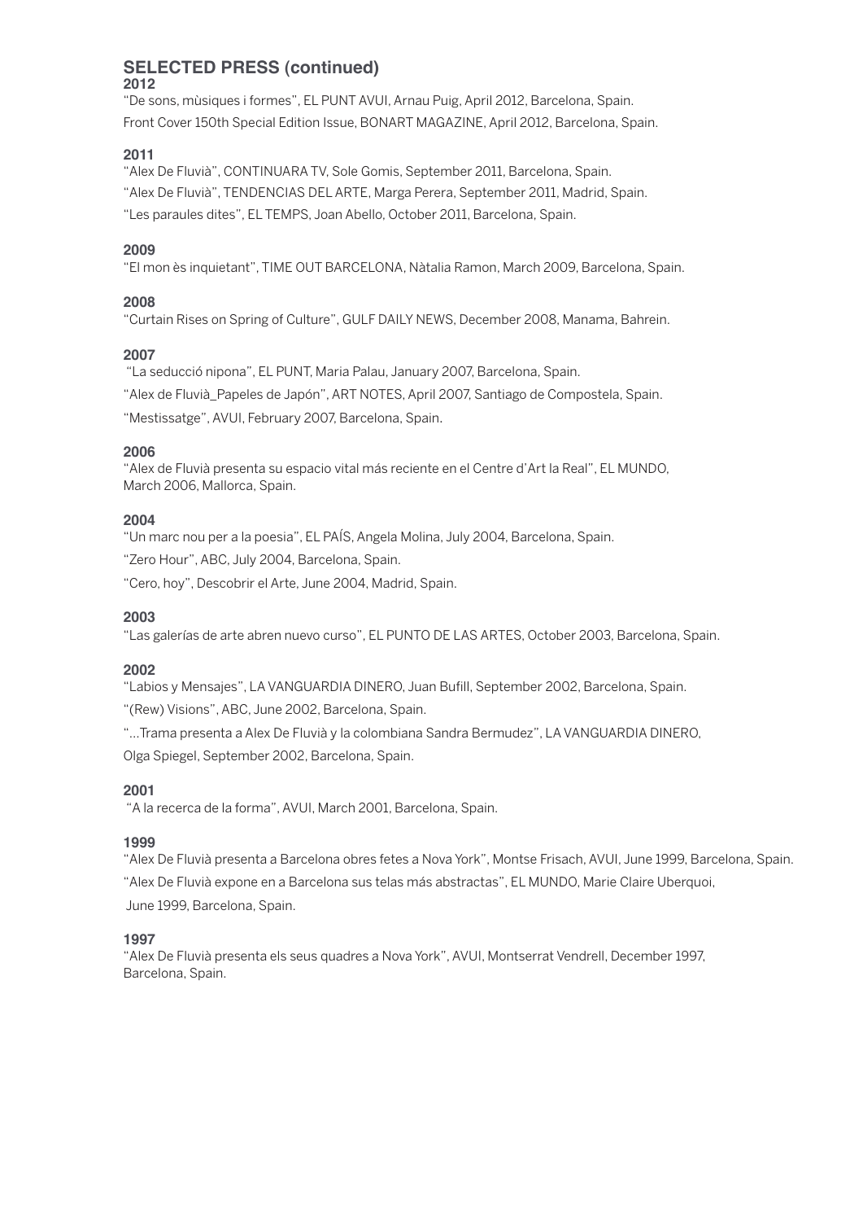## SELECTED PRESS (continued)

### 2012

"De sons, mùsiques i formes", EL PUNT AVUI, Arnau Puig, April 2012, Barcelona, Spain.

Front Cover 150th Special Edition Issue, BONART MAGAZINE, April 2012, Barcelona, Spain.

### 2011

"Alex De Fluvià", CONTINUARA TV, Sole Gomis, September 2011, Barcelona, Spain.

"Alex De Fluvià", TENDENCIAS DEL ARTE, Marga Perera, September 2011, Madrid, Spain.

"Les paraules dites", EL TEMPS, Joan Abello, October 2011, Barcelona, Spain.

### 2009

"El mon ès inquietant", TIME OUT BARCELONA, Nàtalia Ramon, March 2009, Barcelona, Spain.

### 2008

"Curtain Rises on Spring of Culture", GULF DAILY NEWS, December 2008, Manama, Bahrein.

### 2007

"La seducció nipona", EL PUNT, Maria Palau, January 2007, Barcelona, Spain.

"Alex de Fluvià_Papeles de Japón", ART NOTES, April 2007, Santiago de Compostela, Spain.

"Mestissatge", AVUI, February 2007, Barcelona, Spain.

### 2006

"Alex de Fluvià presenta su espacio vital más reciente en el Centre d'Art la Real", EL MUNDO, March 2006, Mallorca, Spain.

### 2004

"Un marc nou per a la poesia", EL PAÍS, Angela Molina, July 2004, Barcelona, Spain.

"Zero Hour", ABC, July 2004, Barcelona, Spain.

"Cero, hoy", Descobrir el Arte, June 2004, Madrid, Spain.

### 2003

"Las galerías de arte abren nuevo curso", EL PUNTO DE LAS ARTES, October 2003, Barcelona, Spain.

### 2002

"Labios y Mensajes", LA VANGUARDIA DINERO, Juan Bufill, September 2002, Barcelona, Spain.

"(Rew) Visions", ABC, June 2002, Barcelona, Spain.

"...Trama presenta a Alex De Fluvià y la colombiana Sandra Bermudez", LA VANGUARDIA DINERO, Olga Spiegel, September 2002, Barcelona, Spain.

### 2001

"A la recerca de la forma", AVUI, March 2001, Barcelona, Spain.

### 1999

"Alex De Fluvià presenta a Barcelona obres fetes a Nova York", Montse Frisach, AVUI, June 1999, Barcelona, Spain.

"Alex De Fluvià expone en a Barcelona sus telas más abstractas", EL MUNDO, Marie Claire Uberquoi, June 1999, Barcelona, Spain.

### 1997

"Alex De Fluvià presenta els seus quadres a Nova York", AVUI, Montserrat Vendrell, December 1997, Barcelona, Spain.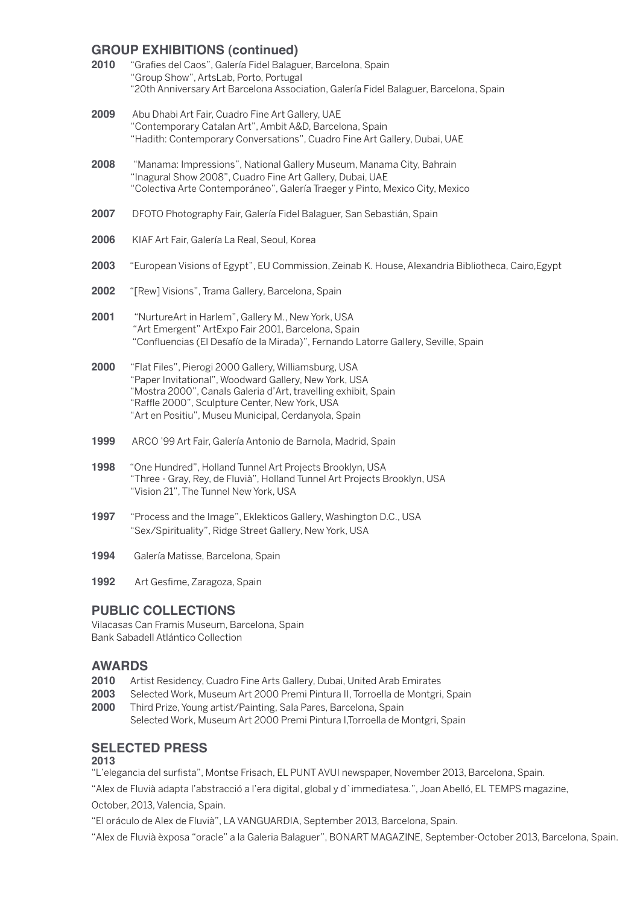## GROUP EXHIBITIONS (continued)

**2010** "Grafies del Caos", Galería Fidel Balaguer, Barcelona, Spain
"Group Show", ArtsLab, Porto, Portugal
"20th Anniversary Art Barcelona Association, Galería Fidel Balaguer, Barcelona, Spain

**2009** Abu Dhabi Art Fair, Cuadro Fine Art Gallery, UAE
"Contemporary Catalan Art", Ambit A&D, Barcelona, Spain
"Hadith: Contemporary Conversations", Cuadro Fine Art Gallery, Dubai, UAE

**2008** "Manama: Impressions", National Gallery Museum, Manama City, Bahrain
"Inagural Show 2008", Cuadro Fine Art Gallery, Dubai, UAE
"Colectiva Arte Contemporáneo", Galería Traeger y Pinto, Mexico City, Mexico

**2007** DFOTO Photography Fair, Galería Fidel Balaguer, San Sebastián, Spain

**2006** KIAF Art Fair, Galería La Real, Seoul, Korea

**2003** "European Visions of Egypt", EU Commission, Zeinab K. House, Alexandria Bibliotheca, Cairo,Egypt

**2002** "[Rew] Visions", Trama Gallery, Barcelona, Spain

**2001** "NurtureArt in Harlem", Gallery M., New York, USA
"Art Emergent" ArtExpo Fair 2001, Barcelona, Spain
"Confluencias (El Desafío de la Mirada)", Fernando Latorre Gallery, Seville, Spain

**2000** "Flat Files", Pierogi 2000 Gallery, Williamsburg, USA
"Paper Invitational", Woodward Gallery, New York, USA
"Mostra 2000", Canals Galeria d'Art, travelling exhibit, Spain
"Raffle 2000", Sculpture Center, New York, USA
"Art en Positiu", Museu Municipal, Cerdanyola, Spain

**1999** ARCO '99 Art Fair, Galería Antonio de Barnola, Madrid, Spain

**1998** "One Hundred", Holland Tunnel Art Projects Brooklyn, USA
"Three - Gray, Rey, de Fluvià", Holland Tunnel Art Projects Brooklyn, USA
"Vision 21", The Tunnel New York, USA

**1997** "Process and the Image", Eklekticos Gallery, Washington D.C., USA
"Sex/Spirituality", Ridge Street Gallery, New York, USA

**1994** Galería Matisse, Barcelona, Spain

**1992** Art Gesfime, Zaragoza, Spain

## PUBLIC COLLECTIONS

Vilacasas Can Framis Museum, Barcelona, Spain
Bank Sabadell Atlántico Collection

## AWARDS

**2010** Artist Residency, Cuadro Fine Arts Gallery, Dubai, United Arab Emirates
**2003** Selected Work, Museum Art 2000 Premi Pintura II, Torroella de Montgri, Spain
**2000** Third Prize, Young artist/Painting, Sala Pares, Barcelona, Spain
Selected Work, Museum Art 2000 Premi Pintura I,Torroella de Montgri, Spain

## SELECTED PRESS

**2013**

"L'elegancia del surfista", Montse Frisach, EL PUNT AVUI newspaper, November 2013, Barcelona, Spain.

"Alex de Fluvià adapta l'abstracció a l'era digital, global y d`immediatesa.", Joan Abelló, EL TEMPS magazine, October, 2013, Valencia, Spain.

"El oráculo de Alex de Fluvià", LA VANGUARDIA, September 2013, Barcelona, Spain.

"Alex de Fluvià èxposa "oracle" a la Galeria Balaguer", BONART MAGAZINE, September-October 2013, Barcelona, Spain.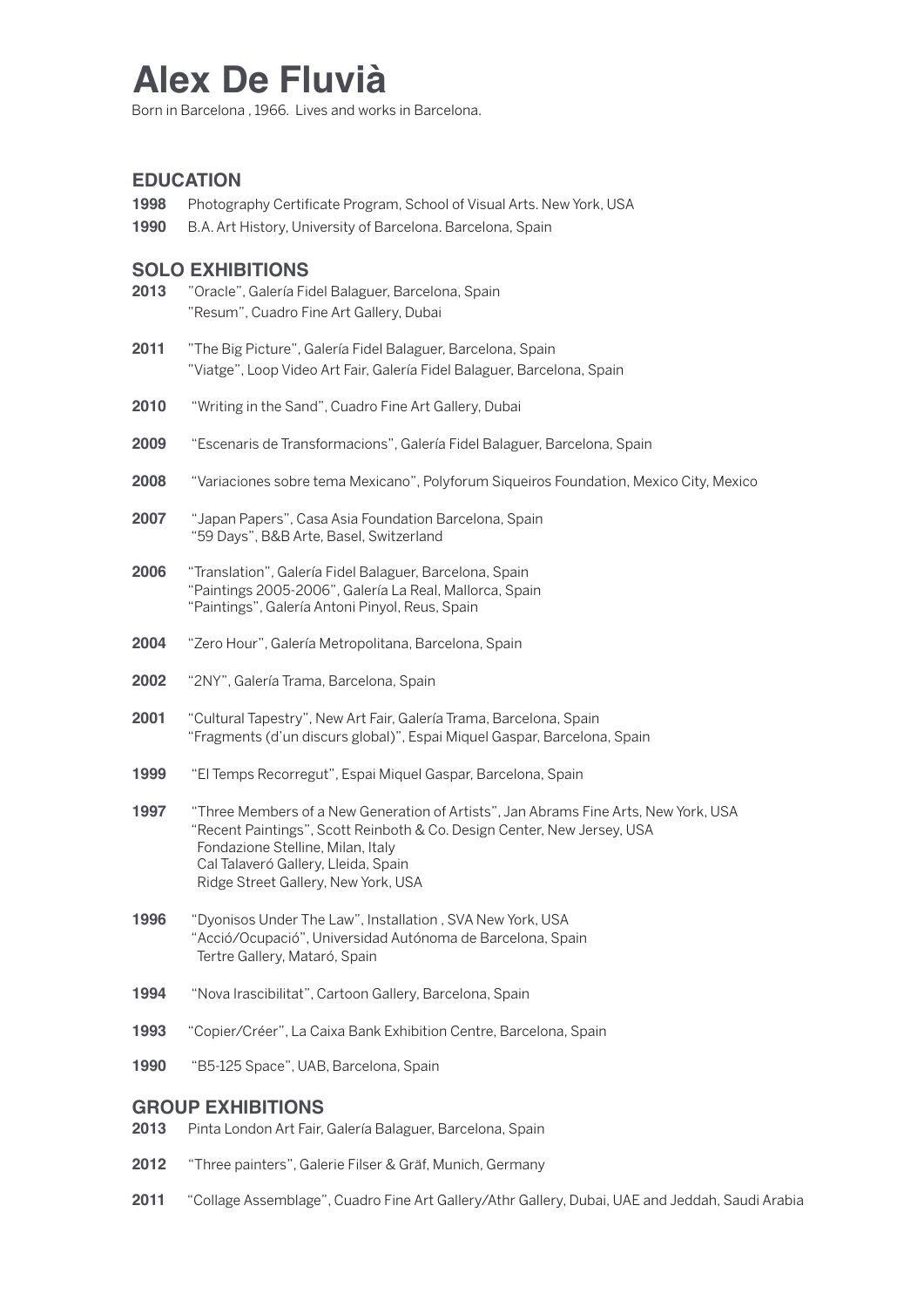# Alex De Fluvià

Born in Barcelona , 1966. Lives and works in Barcelona.

## EDUCATION

**1998** Photography Certificate Program, School of Visual Arts. New York, USA

**1990** B.A. Art History, University of Barcelona. Barcelona, Spain

## SOLO EXHIBITIONS

**2013** "Oracle", Galería Fidel Balaguer, Barcelona, Spain
"Resum", Cuadro Fine Art Gallery, Dubai

**2011** "The Big Picture", Galería Fidel Balaguer, Barcelona, Spain
"Viatge", Loop Video Art Fair, Galería Fidel Balaguer, Barcelona, Spain

**2010** "Writing in the Sand", Cuadro Fine Art Gallery, Dubai

**2009** "Escenaris de Transformacions", Galería Fidel Balaguer, Barcelona, Spain

**2008** "Variaciones sobre tema Mexicano", Polyforum Siqueiros Foundation, Mexico City, Mexico

**2007** "Japan Papers", Casa Asia Foundation Barcelona, Spain
"59 Days", B&B Arte, Basel, Switzerland

**2006** "Translation", Galería Fidel Balaguer, Barcelona, Spain
"Paintings 2005-2006", Galería La Real, Mallorca, Spain
"Paintings", Galería Antoni Pinyol, Reus, Spain

**2004** "Zero Hour", Galería Metropolitana, Barcelona, Spain

**2002** "2NY", Galería Trama, Barcelona, Spain

**2001** "Cultural Tapestry", New Art Fair, Galería Trama, Barcelona, Spain
"Fragments (d'un discurs global)", Espai Miquel Gaspar, Barcelona, Spain

**1999** "El Temps Recorregut", Espai Miquel Gaspar, Barcelona, Spain

**1997** "Three Members of a New Generation of Artists", Jan Abrams Fine Arts, New York, USA
"Recent Paintings", Scott Reinboth & Co. Design Center, New Jersey, USA
Fondazione Stelline, Milan, Italy
Cal Talaveró Gallery, Lleida, Spain
Ridge Street Gallery, New York, USA

**1996** "Dyonisos Under The Law", Installation , SVA New York, USA
"Acció/Ocupació", Universidad Autónoma de Barcelona, Spain
Tertre Gallery, Mataró, Spain

**1994** "Nova Irascibilitat", Cartoon Gallery, Barcelona, Spain

**1993** "Copier/Créer", La Caixa Bank Exhibition Centre, Barcelona, Spain

**1990** "B5-125 Space", UAB, Barcelona, Spain

## GROUP EXHIBITIONS

**2013** Pinta London Art Fair, Galería Balaguer, Barcelona, Spain

**2012** "Three painters", Galerie Filser & Gräf, Munich, Germany

**2011** "Collage Assemblage", Cuadro Fine Art Gallery/Athr Gallery, Dubai, UAE and Jeddah, Saudi Arabia